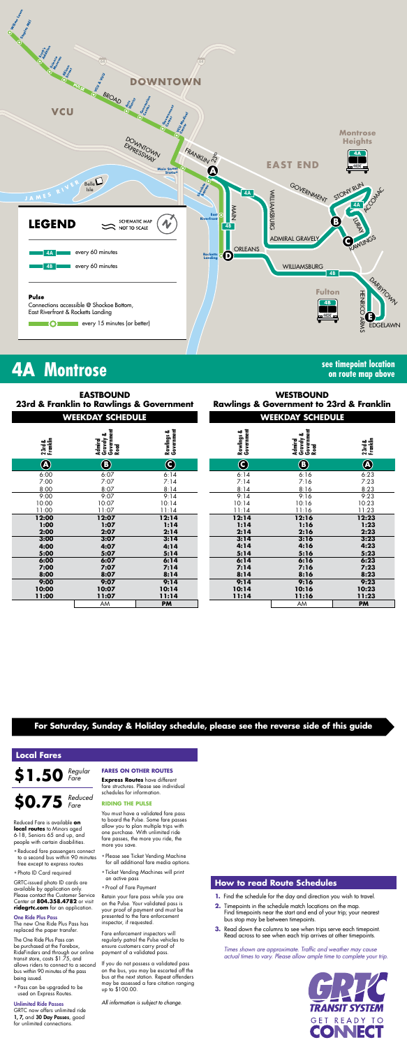# 4A Montrose

see timepoint location on route map above

## EASTBOUND
### 23rd & Franklin to Rawlings & Government

**WEEKDAY SCHEDULE**

| 23rd & Franklin (A) | Admiral Gravely & Government Road (B) | Rawlings & Government (C) |
|---|---|---|
| 6:00 | 6:07 | 6:14 |
| 7:00 | 7:07 | 7:14 |
| 8:00 | 8:07 | 8:14 |
| 9:00 | 9:07 | 9:14 |
| 10:00 | 10:07 | 10:14 |
| 11:00 | 11:07 | 11:14 |
| **12:00** | **12:07** | **12:14** |
| **1:00** | **1:07** | **1:14** |
| **2:00** | **2:07** | **2:14** |
| **3:00** | **3:07** | **3:14** |
| **4:00** | **4:07** | **4:14** |
| **5:00** | **5:07** | **5:14** |
| **6:00** | **6:07** | **6:14** |
| **7:00** | **7:07** | **7:14** |
| **8:00** | **8:07** | **8:14** |
| **9:00** | **9:07** | **9:14** |
| **10:00** | **10:07** | **10:14** |
| **11:00** | **11:07** | **11:14** |
| | AM | **PM** |

## WESTBOUND
### Rawlings & Government to 23rd & Franklin

**WEEKDAY SCHEDULE**

| Rawlings & Government (C) | Admiral Gravely & Government Road (B) | 23rd & Franklin (A) |
|---|---|---|
| 6:14 | 6:16 | 6:23 |
| 7:14 | 7:16 | 7:23 |
| 8:14 | 8:16 | 8:23 |
| 9:14 | 9:16 | 9:23 |
| 10:14 | 10:16 | 10:23 |
| 11:14 | 11:16 | 11:23 |
| **12:14** | **12:16** | **12:23** |
| **1:14** | **1:16** | **1:23** |
| **2:14** | **2:16** | **2:23** |
| **3:14** | **3:16** | **3:23** |
| **4:14** | **4:16** | **4:23** |
| **5:14** | **5:16** | **5:23** |
| **6:14** | **6:16** | **6:23** |
| **7:14** | **7:16** | **7:23** |
| **8:14** | **8:16** | **8:23** |
| **9:14** | **9:16** | **9:23** |
| **10:14** | **10:16** | **10:23** |
| **11:14** | **11:16** | **11:23** |
| | AM | **PM** |

**For Saturday, Sunday & Holiday schedule, please see the reverse side of this guide**

## Local Fares

**$1.50** *Regular Fare*

**$0.75** *Reduced Fare*

Reduced Fare is available **on local routes** to Minors aged 6-18, Seniors 65 and up, and people with certain disabilities.

- Reduced fare passengers connect to a second bus within 90 minutes free except to express routes
- Photo ID Card required

GRTC-issued photo ID cards are available by application only. Please contact the Customer Service Center at **804.358.4782** or visit **ridegrtc.com** for an application.

**One Ride Plus Pass**
The new One Ride Plus Pass has replaced the paper transfer.

The One Ride Plus Pass can be purchased at the Farebox, RideFinders and through our online transit store, costs $1.75, and allows riders to connect to a second bus within 90 minutes of the pass being issued.

- Pass can be upgraded to be used on Express Routes.

**Unlimited Ride Passes**
GRTC now offers unlimited ride **1, 7,** and **30 Day Passes**, good for unlimited connections.

**FARES ON OTHER ROUTES**

**Express Routes** have different fare structures. Please see individual schedules for information.

**RIDING THE PULSE**

You must have a validated fare pass to board the Pulse. Some fare passes allow you to plan multiple trips with one purchase. With unlimited ride fare passes, the more you ride, the more you save.

- Please see Ticket Vending Machine for all additional fare media options.
- Ticket Vending Machines will print an active pass
- Proof of Fare Payment

Retain your fare pass while you are on the Pulse. Your validated pass is your proof of payment and must be presented to the fare enforcement inspector, if requested.

Fare enforcement inspectors will regularly patrol the Pulse vehicles to ensure customers carry proof of payment of a validated pass.

If you do not possess a validated pass on the bus, you may be escorted off the bus at the next station. Repeat offenders may be assessed a fare citation ranging up to $100.00.

*All information is subject to change.*

## How to read Route Schedules

1. Find the schedule for the day and direction you wish to travel.
2. Timepoints in the schedule match locations on the map. Find timepoints near the start and end of your trip; your nearest bus stop may be between timepoints.
3. Read down the columns to see when trips serve each timepoint. Read across to see when each trip arrives at other timepoints.

*Times shown are approximate. Traffic and weather may cause actual times to vary. Please allow ample time to complete your trip.*

GRTC TRANSIT SYSTEM — GET READY TO CONNECT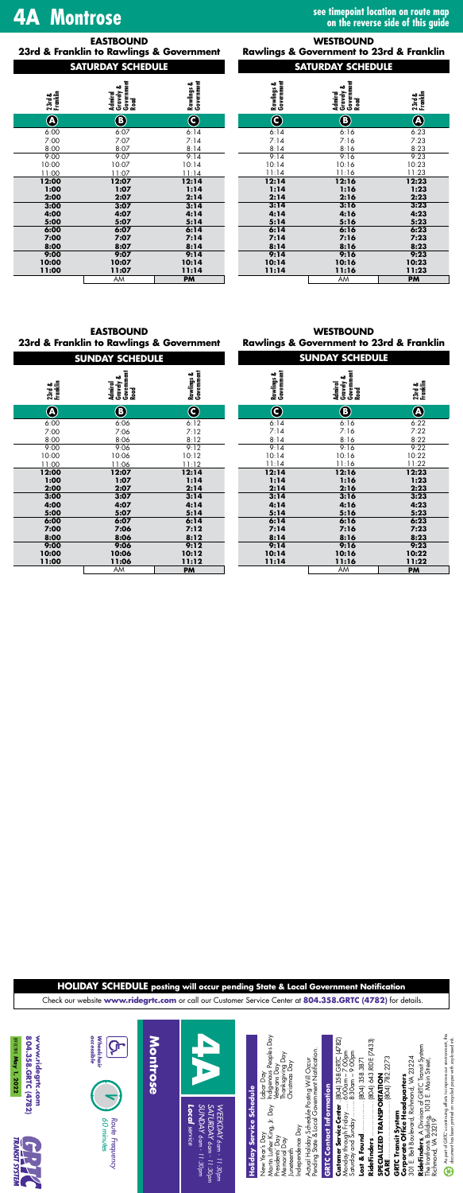# 4A Montrose

**see timepoint location on route map on the reverse side of this guide**

## EASTBOUND
### 23rd & Franklin to Rawlings & Government
### SATURDAY SCHEDULE

| 23rd & Franklin | Admiral Gravely & Government Road | Rawlings & Government |
|---|---|---|
| A | B | C |
| 6:00 | 6:07 | 6:14 |
| 7:00 | 7:07 | 7:14 |
| 8:00 | 8:07 | 8:14 |
| 9:00 | 9:07 | 9:14 |
| 10:00 | 10:07 | 10:14 |
| 11:00 | 11:07 | 11:14 |
| **12:00** | **12:07** | **12:14** |
| **1:00** | **1:07** | **1:14** |
| **2:00** | **2:07** | **2:14** |
| **3:00** | **3:07** | **3:14** |
| **4:00** | **4:07** | **4:14** |
| **5:00** | **5:07** | **5:14** |
| **6:00** | **6:07** | **6:14** |
| **7:00** | **7:07** | **7:14** |
| **8:00** | **8:07** | **8:14** |
| **9:00** | **9:07** | **9:14** |
| **10:00** | **10:07** | **10:14** |
| **11:00** | **11:07** | **11:14** |
| | AM | **PM** |

## WESTBOUND
### Rawlings & Government to 23rd & Franklin
### SATURDAY SCHEDULE

| Rawlings & Government | Admiral Gravely & Government Road | 23rd & Franklin |
|---|---|---|
| C | B | A |
| 6:14 | 6:16 | 6:23 |
| 7:14 | 7:16 | 7:23 |
| 8:14 | 8:16 | 8:23 |
| 9:14 | 9:16 | 9:23 |
| 10:14 | 10:16 | 10:23 |
| 11:14 | 11:16 | 11:23 |
| **12:14** | **12:16** | **12:23** |
| **1:14** | **1:16** | **1:23** |
| **2:14** | **2:16** | **2:23** |
| **3:14** | **3:16** | **3:23** |
| **4:14** | **4:16** | **4:23** |
| **5:14** | **5:16** | **5:23** |
| **6:14** | **6:16** | **6:23** |
| **7:14** | **7:16** | **7:23** |
| **8:14** | **8:16** | **8:23** |
| **9:14** | **9:16** | **9:23** |
| **10:14** | **10:16** | **10:23** |
| **11:14** | **11:16** | **11:23** |
| | AM | **PM** |

## EASTBOUND
### 23rd & Franklin to Rawlings & Government
### SUNDAY SCHEDULE

| 23rd & Franklin | Admiral Gravely & Government Road | Rawlings & Government |
|---|---|---|
| A | B | C |
| 6:00 | 6:06 | 6:12 |
| 7:00 | 7:06 | 7:12 |
| 8:00 | 8:06 | 8:12 |
| 9:00 | 9:06 | 9:12 |
| 10:00 | 10:06 | 10:12 |
| 11:00 | 11:06 | 11:12 |
| **12:00** | **12:07** | **12:14** |
| **1:00** | **1:07** | **1:14** |
| **2:00** | **2:07** | **2:14** |
| **3:00** | **3:07** | **3:14** |
| **4:00** | **4:07** | **4:14** |
| **5:00** | **5:07** | **5:14** |
| **6:00** | **6:07** | **6:14** |
| **7:00** | **7:06** | **7:12** |
| **8:00** | **8:06** | **8:12** |
| **9:00** | **9:06** | **9:12** |
| **10:00** | **10:06** | **10:12** |
| **11:00** | **11:06** | **11:12** |
| | AM | **PM** |

## WESTBOUND
### Rawlings & Government to 23rd & Franklin
### SUNDAY SCHEDULE

| Rawlings & Government | Admiral Gravely & Government Road | 23rd & Franklin |
|---|---|---|
| C | B | A |
| 6:14 | 6:16 | 6:22 |
| 7:14 | 7:16 | 7:22 |
| 8:14 | 8:16 | 8:22 |
| 9:14 | 9:16 | 9:22 |
| 10:14 | 10:16 | 10:22 |
| 11:14 | 11:16 | 11:22 |
| **12:14** | **12:16** | **12:23** |
| **1:14** | **1:16** | **1:23** |
| **2:14** | **2:16** | **2:23** |
| **3:14** | **3:16** | **3:23** |
| **4:14** | **4:16** | **4:23** |
| **5:14** | **5:16** | **5:23** |
| **6:14** | **6:16** | **6:23** |
| **7:14** | **7:16** | **7:23** |
| **8:14** | **8:16** | **8:23** |
| **9:14** | **9:16** | **9:23** |
| **10:14** | **10:16** | **10:22** |
| **11:14** | **11:16** | **11:22** |
| | AM | **PM** |

**HOLIDAY SCHEDULE posting will occur pending State & Local Government Notification**

Check our website **www.ridegrtc.com** or call our Customer Service Center at **804.358.GRTC (4782)** for details.

**www.ridegrtc.com**
**804.358.GRTC (4782)**

EFFECTIVE **May 1, 2022**

GRTC TRANSIT SYSTEM

Wheelchair accessible

Route Frequency 60 minutes

# Montrose

# 4A

WEEKDAY 6am - 11:30pm
SATURDAY 6am - 11:30pm
SUNDAY 6am - 11:30pm

*Local service*

### Holiday Service Schedule

New Year's Day
Martin Luther King, Jr. Day
Presidents' Day
Memorial Day
Juneteenth
Independence Day
Labor Day
Indigenous Peoples Day
Veterans' Day
Thanksgiving Day
Christmas Day

Actual Holiday Schedule Posting Will Occur Pending State & Local Government Notification.

### GRTC Contact Information

**Customer Service Center** (804) 358-GRTC (4782)
Monday through Friday ...... 7:00am – 7:00pm
Saturday and Sunday ...... 8:30am – 5:00pm

**Lost & Found** ............ (804) 358-3871

**RideFinders** ............ (804) 643-RIDE (7433)

**SPECIALIZED TRANSPORTATION CARE** ............ (804) 782-2273

**GRTC Transit System Corporate Office Headquarters**
301 E. Belt Boulevard, Richmond, VA 23224

**RideFinders**, A Division of GRTC Transit System
The Ironfronts Building, 1013 E. Main Street,
Richmond, VA 23219

As part of GRTC's continuing efforts to improve our environment, this document has been printed on recycled paper with soy-based ink.